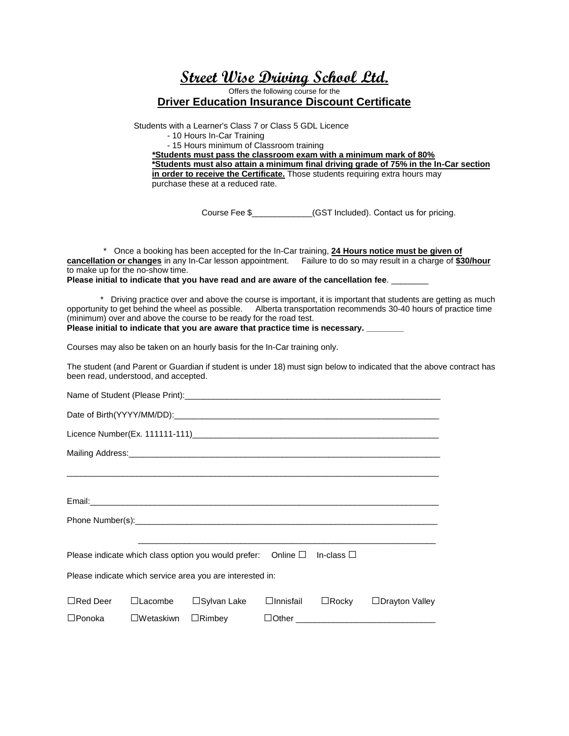# Street Wise Driving School Ltd.

Offers the following course for the

## Driver Education Insurance Discount Certificate

Students with a Learner's Class 7 or Class 5 GDL Licence

- 10 Hours In-Car Training
- 15 Hours minimum of Classroom training

**<u>*Students must pass the classroom exam with a minimum mark of 80%</u>**
**<u>*Students must also attain a minimum final driving grade of 75% in the In-Car section in order to receive the Certificate.</u>** Those students requiring extra hours may purchase these at a reduced rate.

Course Fee $_____________(GST Included). Contact us for pricing.

\* Once a booking has been accepted for the In-Car training, **<u>24 Hours notice must be given of cancellation or changes</u>** in any In-Car lesson appointment. Failure to do so may result in a charge of **<u>$30/hour</u>** to make up for the no-show time.
**Please initial to indicate that you have read and are aware of the cancellation fee**. ________

\* Driving practice over and above the course is important, it is important that students are getting as much opportunity to get behind the wheel as possible. Alberta transportation recommends 30-40 hours of practice time (minimum) over and above the course to be ready for the road test.
**Please initial to indicate that you are aware that practice time is necessary. ________**

Courses may also be taken on an hourly basis for the In-Car training only.

The student (and Parent or Guardian if student is under 18) must sign below to indicated that the above contract has been read, understood, and accepted.

Name of Student (Please Print):__________________________________________________________

Date of Birth(YYYY/MM/DD):__________________________________________________________

Licence Number(Ex. 111111-111)_______________________________________________________

Mailing Address:___________________________________________________________________

__________________________________________________________________________________

Email:____________________________________________________________________________

Phone Number(s):__________________________________________________________________

__________________________________________________________________

Please indicate which class option you would prefer: Online ☐ In-class ☐

Please indicate which service area you are interested in:

☐Red Deer ☐Lacombe ☐Sylvan Lake ☐Innisfail ☐Rocky ☐Drayton Valley

☐Ponoka ☐Wetaskiwn ☐Rimbey ☐Other ____________________________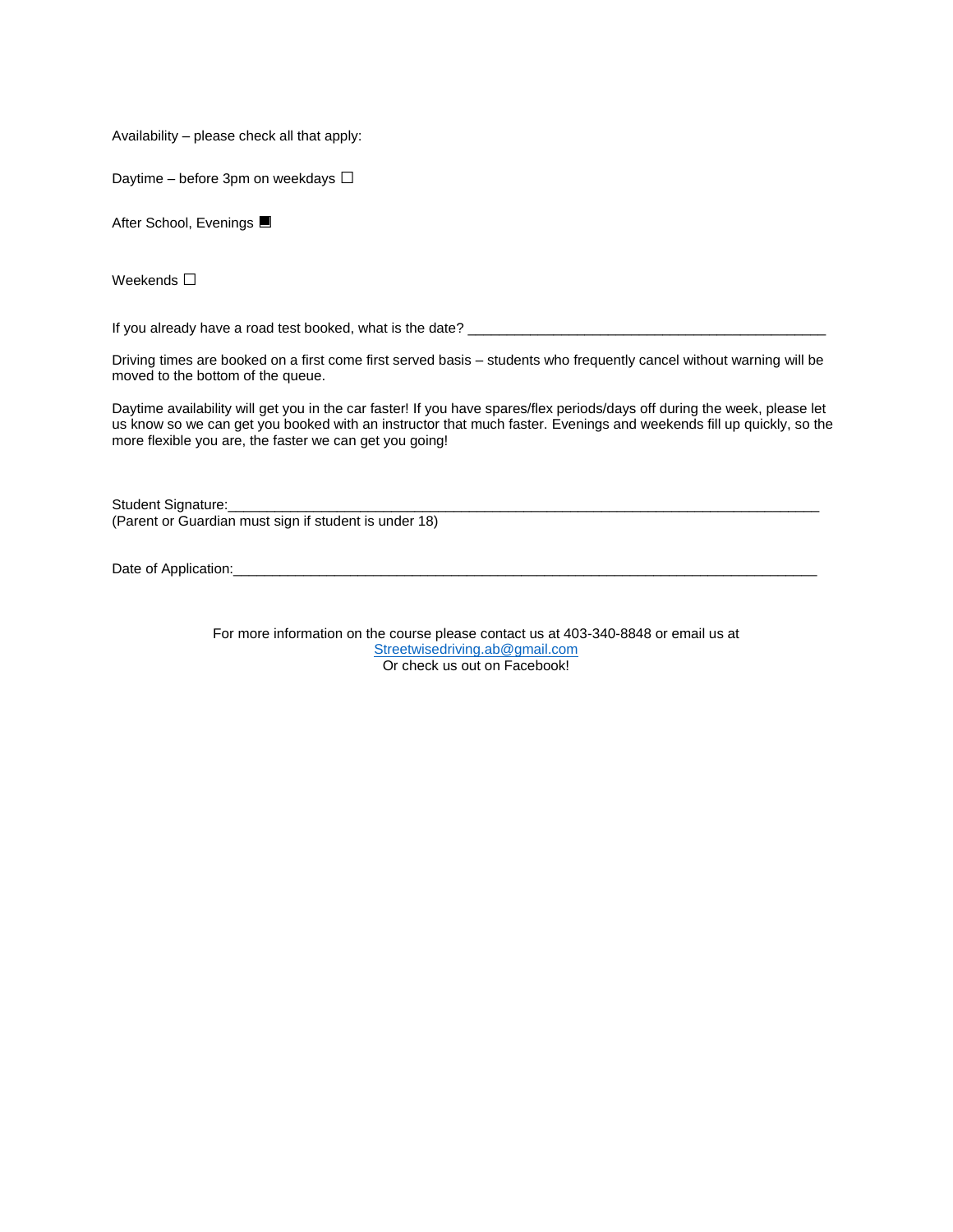Availability – please check all that apply:

Daytime – before 3pm on weekdays ☐

After School, Evenings ■

Weekends ☐

If you already have a road test booked, what is the date? _______________________________________________

Driving times are booked on a first come first served basis – students who frequently cancel without warning will be moved to the bottom of the queue.

Daytime availability will get you in the car faster! If you have spares/flex periods/days off during the week, please let us know so we can get you booked with an instructor that much faster. Evenings and weekends fill up quickly, so the more flexible you are, the faster we can get you going!

Student Signature:_______________________________________________________________________________
(Parent or Guardian must sign if student is under 18)

Date of Application:______________________________________________________________________________

For more information on the course please contact us at 403-340-8848 or email us at
Streetwisedriving.ab@gmail.com
Or check us out on Facebook!